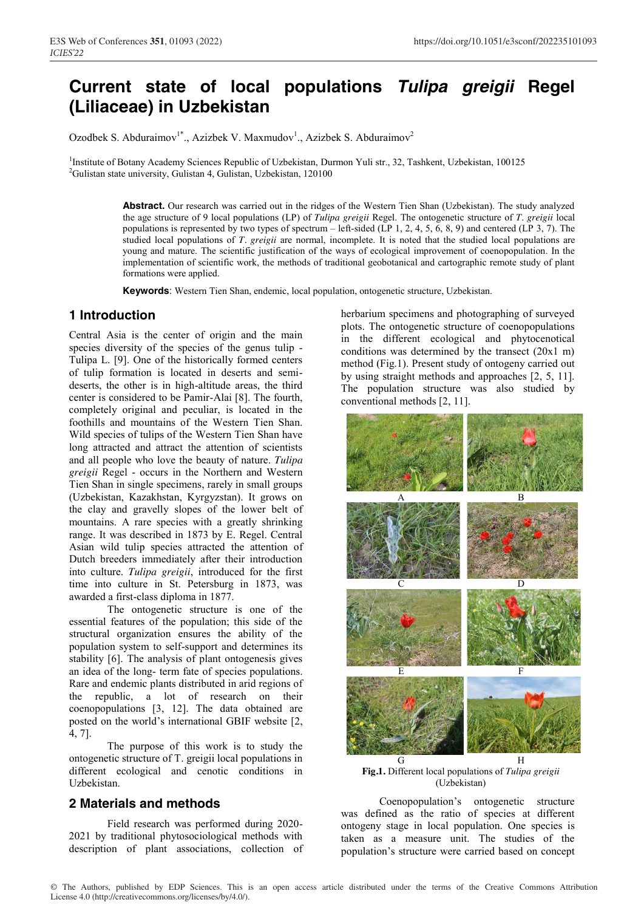# Current state of local populations *Tulipa greigii* Regel (Liliaceae) in Uzbekistan

Ozodbek S. Abduraimov[1*]., Azizbek V. Maxmudov[1]., Azizbek S. Abduraimov[2]

[1]Institute of Botany Academy Sciences Republic of Uzbekistan, Durmon Yuli str., 32, Tashkent, Uzbekistan, 100125
[2]Gulistan state university, Gulistan 4, Gulistan, Uzbekistan, 120100

**Abstract.** Our research was carried out in the ridges of the Western Tien Shan (Uzbekistan). The study analyzed the age structure of 9 local populations (LP) of *Tulipa greigii* Regel. The ontogenetic structure of *T. greigii* local populations is represented by two types of spectrum – left-sided (LP 1, 2, 4, 5, 6, 8, 9) and centered (LP 3, 7). The studied local populations of *T. greigii* are normal, incomplete. It is noted that the studied local populations are young and mature. The scientific justification of the ways of ecological improvement of coenopopulation. In the implementation of scientific work, the methods of traditional geobotanical and cartographic remote study of plant formations were applied.

**Keywords**: Western Tien Shan, endemic, local population, ontogenetic structure, Uzbekistan.

## 1 Introduction

Central Asia is the center of origin and the main species diversity of the species of the genus tulip - Tulipa L. [9]. One of the historically formed centers of tulip formation is located in deserts and semi-deserts, the other is in high-altitude areas, the third center is considered to be Pamir-Alai [8]. The fourth, completely original and peculiar, is located in the foothills and mountains of the Western Tien Shan. Wild species of tulips of the Western Tien Shan have long attracted and attract the attention of scientists and all people who love the beauty of nature. *Tulipa greigii* Regel - occurs in the Northern and Western Tien Shan in single specimens, rarely in small groups (Uzbekistan, Kazakhstan, Kyrgyzstan). It grows on the clay and gravelly slopes of the lower belt of mountains. A rare species with a greatly shrinking range. It was described in 1873 by E. Regel. Central Asian wild tulip species attracted the attention of Dutch breeders immediately after their introduction into culture. *Tulipa greigii*, introduced for the first time into culture in St. Petersburg in 1873, was awarded a first-class diploma in 1877.

The ontogenetic structure is one of the essential features of the population; this side of the structural organization ensures the ability of the population system to self-support and determines its stability [6]. The analysis of plant ontogenesis gives an idea of the long- term fate of species populations. Rare and endemic plants distributed in arid regions of the republic, a lot of research on their coenopopulations [3, 12]. The data obtained are posted on the world's international GBIF website [2, 4, 7].

The purpose of this work is to study the ontogenetic structure of T. greigii local populations in different ecological and cenotic conditions in Uzbekistan.

## 2 Materials and methods

Field research was performed during 2020-2021 by traditional phytosociological methods with description of plant associations, collection of herbarium specimens and photographing of surveyed plots. The ontogenetic structure of coenopopulations in the different ecological and phytocenotical conditions was determined by the transect (20x1 m) method (Fig.1). Present study of ontogeny carried out by using straight methods and approaches [2, 5, 11]. The population structure was also studied by conventional methods [2, 11].

**Fig.1.** Different local populations of *Tulipa greigii* (Uzbekistan)

Coenopopulation's ontogenetic structure was defined as the ratio of species at different ontogeny stage in local population. One species is taken as a measure unit. The studies of the population's structure were carried based on concept

© The Authors, published by EDP Sciences. This is an open access article distributed under the terms of the Creative Commons Attribution License 4.0 (http://creativecommons.org/licenses/by/4.0/).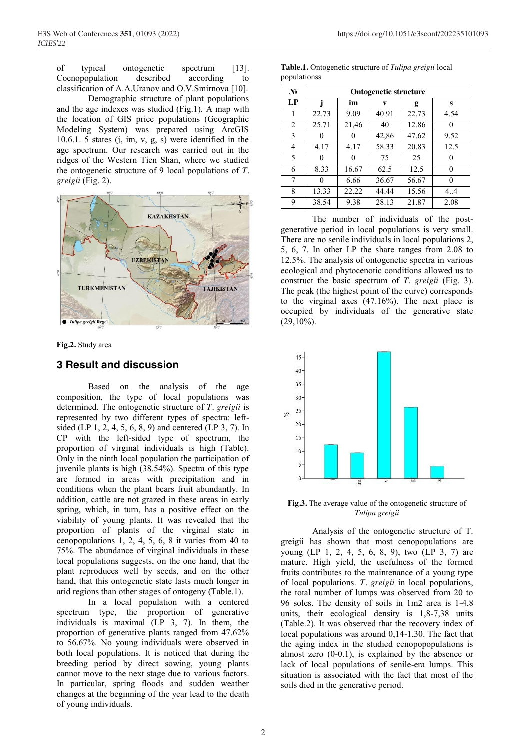of typical ontogenetic spectrum [13]. Coenopopulation described according to classification of A.A.Uranov and O.V.Smirnova [10].

Demographic structure of plant populations and the age indexes was studied (Fig.1). A map with the location of GIS price populations (Geographic Modeling System) was prepared using ArcGIS 10.6.1. 5 states (j, im, v, g, s) were identified in the age spectrum. Our research was carried out in the ridges of the Western Tien Shan, where we studied the ontogenetic structure of 9 local populations of *T. greigii* (Fig. 2).

**Fig.2.** Study area

## 3 Result and discussion

Based on the analysis of the age composition, the type of local populations was determined. The ontogenetic structure of *T. greigii* is represented by two different types of spectra: left-sided (LP 1, 2, 4, 5, 6, 8, 9) and centered (LP 3, 7). In CP with the left-sided type of spectrum, the proportion of virginal individuals is high (Table). Only in the ninth local population the participation of juvenile plants is high (38.54%). Spectra of this type are formed in areas with precipitation and in conditions when the plant bears fruit abundantly. In addition, cattle are not grazed in these areas in early spring, which, in turn, has a positive effect on the viability of young plants. It was revealed that the proportion of plants of the virginal state in cenopopulations 1, 2, 4, 5, 6, 8 it varies from 40 to 75%. The abundance of virginal individuals in these local populations suggests, on the one hand, that the plant reproduces well by seeds, and on the other hand, that this ontogenetic state lasts much longer in arid regions than other stages of ontogeny (Table.1).

In a local population with a centered spectrum type, the proportion of generative individuals is maximal (LP 3, 7). In them, the proportion of generative plants ranged from 47.62% to 56.67%. No young individuals were observed in both local populations. It is noticed that during the breeding period by direct sowing, young plants cannot move to the next stage due to various factors. In particular, spring floods and sudden weather changes at the beginning of the year lead to the death of young individuals.

**Table.1.** Ontogenetic structure of *Tulipa greigii* local populationss

| № LP | Ontogenetic structure | | | | |
|---|---|---|---|---|---|
| | j | im | v | g | s |
| 1 | 22.73 | 9.09 | 40.91 | 22.73 | 4.54 |
| 2 | 25.71 | 21,46 | 40 | 12.86 | 0 |
| 3 | 0 | 0 | 42,86 | 47.62 | 9.52 |
| 4 | 4.17 | 4.17 | 58.33 | 20.83 | 12.5 |
| 5 | 0 | 0 | 75 | 25 | 0 |
| 6 | 8.33 | 16.67 | 62.5 | 12.5 | 0 |
| 7 | 0 | 6.66 | 36.67 | 56.67 | 0 |
| 8 | 13.33 | 22.22 | 44.44 | 15.56 | 4..4 |
| 9 | 38.54 | 9.38 | 28.13 | 21.87 | 2.08 |

The number of individuals of the post-generative period in local populations is very small. There are no senile individuals in local populations 2, 5, 6, 7. In other LP the share ranges from 2.08 to 12.5%. The analysis of ontogenetic spectra in various ecological and phytocenotic conditions allowed us to construct the basic spectrum of *T. greigii* (Fig. 3). The peak (the highest point of the curve) corresponds to the virginal axes (47.16%). The next place is occupied by individuals of the generative state (29,10%).

**Fig.3.** The average value of the ontogenetic structure of *Tulipa greigii*

Analysis of the ontogenetic structure of T. greigii has shown that most cenopopulations are young (LP 1, 2, 4, 5, 6, 8, 9), two (LP 3, 7) are mature. High yield, the usefulness of the formed fruits contributes to the maintenance of a young type of local populations. *T. greigii* in local populations, the total number of lumps was observed from 20 to 96 soles. The density of soils in 1m2 area is 1-4,8 units, their ecological density is 1,8-7,38 units (Table.2). It was observed that the recovery index of local populations was around 0,14-1,30. The fact that the aging index in the studied cenopopopulations is almost zero (0-0.1), is explained by the absence or lack of local populations of senile-era lumps. This situation is associated with the fact that most of the soils died in the generative period.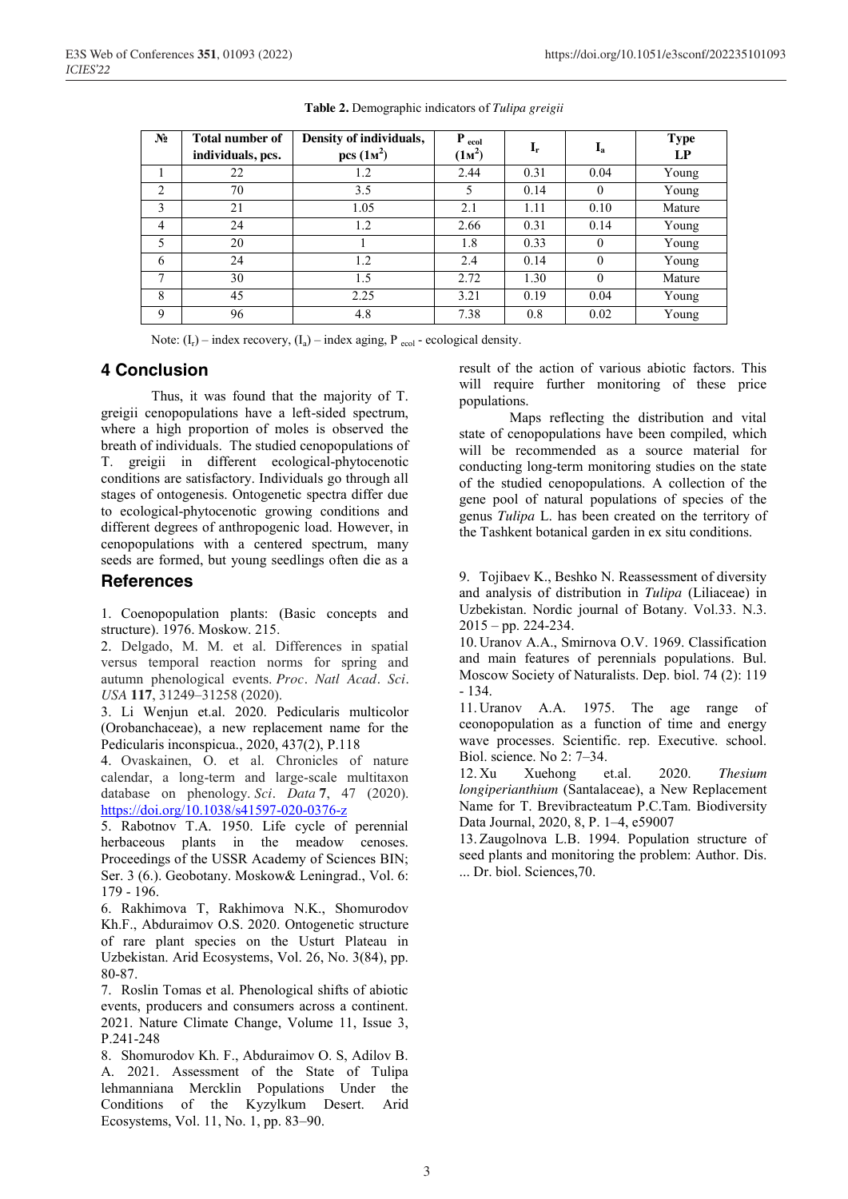**Table 2.** Demographic indicators of *Tulipa greigii*

| № | Total number of individuals, pcs. | Density of individuals, pcs ($1м^2$) | $P_{ecol}$ ($1м^2$) | $I_r$ | $I_a$ | Type LP |
|---|---|---|---|---|---|---|
| 1 | 22 | 1.2 | 2.44 | 0.31 | 0.04 | Young |
| 2 | 70 | 3.5 | 5 | 0.14 | 0 | Young |
| 3 | 21 | 1.05 | 2.1 | 1.11 | 0.10 | Mature |
| 4 | 24 | 1.2 | 2.66 | 0.31 | 0.14 | Young |
| 5 | 20 | 1 | 1.8 | 0.33 | 0 | Young |
| 6 | 24 | 1.2 | 2.4 | 0.14 | 0 | Young |
| 7 | 30 | 1.5 | 2.72 | 1.30 | 0 | Mature |
| 8 | 45 | 2.25 | 3.21 | 0.19 | 0.04 | Young |
| 9 | 96 | 4.8 | 7.38 | 0.8 | 0.02 | Young |

Note: ($I_r$) – index recovery, ($I_a$) – index aging, $P_{ecol}$ - ecological density.

## 4 Conclusion

Thus, it was found that the majority of T. greigii cenopopulations have a left-sided spectrum, where a high proportion of moles is observed the breath of individuals. The studied cenopopulations of T. greigii in different ecological-phytocenotic conditions are satisfactory. Individuals go through all stages of ontogenesis. Ontogenetic spectra differ due to ecological-phytocenotic growing conditions and different degrees of anthropogenic load. However, in cenopopulations with a centered spectrum, many seeds are formed, but young seedlings often die as a result of the action of various abiotic factors. This will require further monitoring of these price populations.

Maps reflecting the distribution and vital state of cenopopulations have been compiled, which will be recommended as a source material for conducting long-term monitoring studies on the state of the studied cenopopulations. A collection of the gene pool of natural populations of species of the genus *Tulipa* L. has been created on the territory of the Tashkent botanical garden in ex situ conditions.

## References

1. Coenopopulation plants: (Basic concepts and structure). 1976. Moskow. 215.
2. Delgado, M. M. et al. Differences in spatial versus temporal reaction norms for spring and autumn phenological events. *Proc. Natl Acad. Sci. USA* **117**, 31249–31258 (2020).
3. Li Wenjun et.al. 2020. Pedicularis multicolor (Orobanchaceae), a new replacement name for the Pedicularis inconspicua., 2020, 437(2), P.118
4. Ovaskainen, O. et al. Chronicles of nature calendar, a long-term and large-scale multitaxon database on phenology. *Sci. Data* **7**, 47 (2020). https://doi.org/10.1038/s41597-020-0376-z
5. Rabotnov T.A. 1950. Life cycle of perennial herbaceous plants in the meadow cenoses. Proceedings of the USSR Academy of Sciences BIN; Ser. 3 (6.). Geobotany. Moskow& Leningrad., Vol. 6: 179 - 196.
6. Rakhimova T, Rakhimova N.K., Shomurodov Kh.F., Abduraimov O.S. 2020. Ontogenetic structure of rare plant species on the Usturt Plateau in Uzbekistan. Arid Ecosystems, Vol. 26, No. 3(84), pp. 80-87.
7. Roslin Tomas et al. Phenological shifts of abiotic events, producers and consumers across a continent. 2021. Nature Climate Change, Volume 11, Issue 3, P.241-248
8. Shomurodov Kh. F., Abduraimov O. S, Adilov B. A. 2021. Assessment of the State of Tulipa lehmanniana Mercklin Populations Under the Conditions of the Kyzylkum Desert. Arid Ecosystems, Vol. 11, No. 1, pp. 83–90.
9. Tojibaev K., Beshko N. Reassessment of diversity and analysis of distribution in *Tulipa* (Liliaceae) in Uzbekistan. Nordic journal of Botany. Vol.33. N.3. 2015 – pp. 224-234.
10. Uranov A.A., Smirnova O.V. 1969. Classification and main features of perennials populations. Bul. Moscow Society of Naturalists. Dep. biol. 74 (2): 119 - 134.
11. Uranov A.A. 1975. The age range of ceonopopulation as a function of time and energy wave processes. Scientific. rep. Executive. school. Biol. science. No 2: 7–34.
12. Xu Xuehong et.al. 2020. *Thesium longiperianthium* (Santalaceae), a New Replacement Name for T. Brevibracteatum P.C.Tam. Biodiversity Data Journal, 2020, 8, P. 1–4, e59007
13. Zaugolnova L.B. 1994. Population structure of seed plants and monitoring the problem: Author. Dis. ... Dr. biol. Sciences,70.